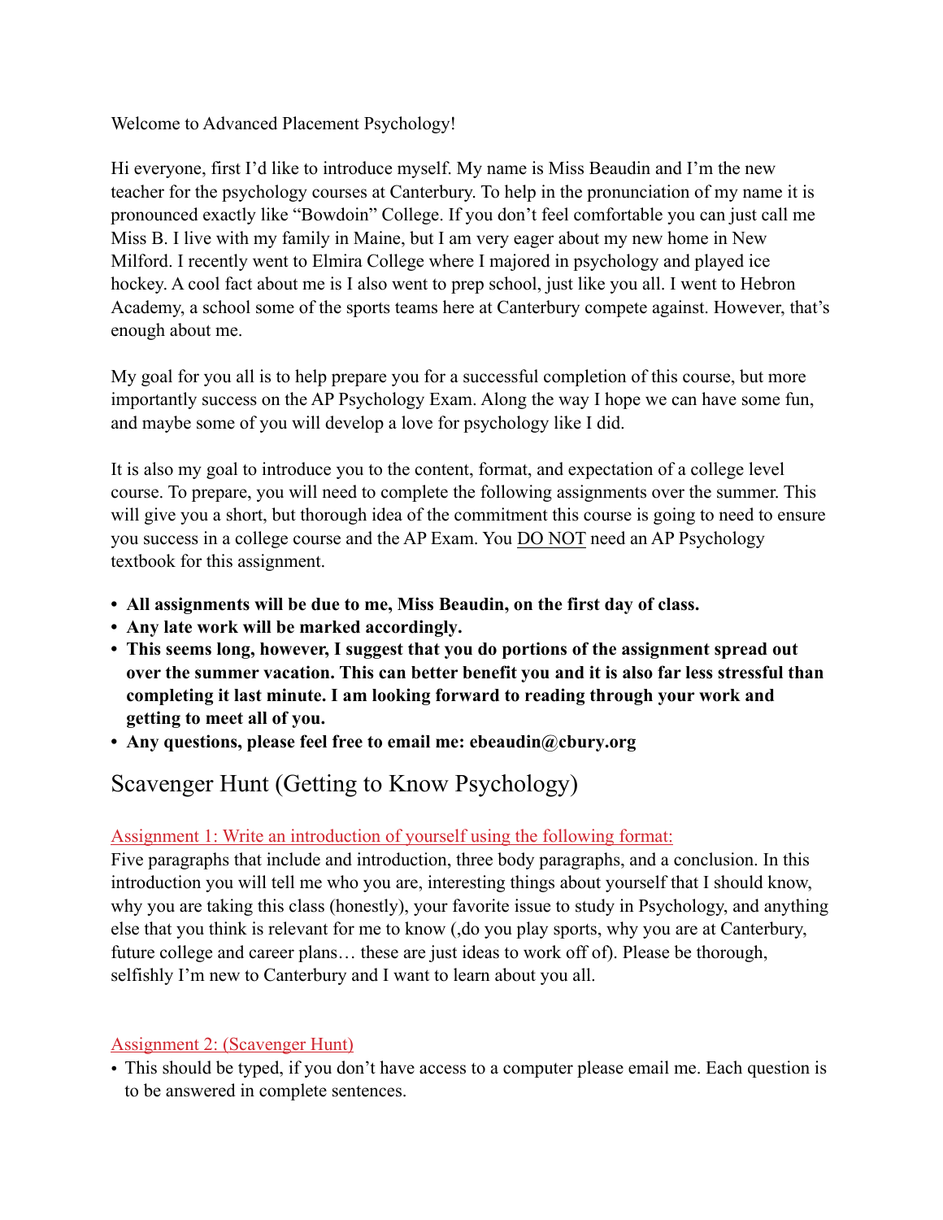Welcome to Advanced Placement Psychology!

Hi everyone, first I'd like to introduce myself. My name is Miss Beaudin and I'm the new teacher for the psychology courses at Canterbury. To help in the pronunciation of my name it is pronounced exactly like "Bowdoin" College. If you don't feel comfortable you can just call me Miss B. I live with my family in Maine, but I am very eager about my new home in New Milford. I recently went to Elmira College where I majored in psychology and played ice hockey. A cool fact about me is I also went to prep school, just like you all. I went to Hebron Academy, a school some of the sports teams here at Canterbury compete against. However, that's enough about me.

My goal for you all is to help prepare you for a successful completion of this course, but more importantly success on the AP Psychology Exam. Along the way I hope we can have some fun, and maybe some of you will develop a love for psychology like I did.

It is also my goal to introduce you to the content, format, and expectation of a college level course. To prepare, you will need to complete the following assignments over the summer. This will give you a short, but thorough idea of the commitment this course is going to need to ensure you success in a college course and the AP Exam. You <u>DO NOT</u> need an AP Psychology textbook for this assignment.

- **All assignments will be due to me, Miss Beaudin, on the first day of class.**
- **Any late work will be marked accordingly.**
- **This seems long, however, I suggest that you do portions of the assignment spread out over the summer vacation. This can better benefit you and it is also far less stressful than completing it last minute. I am looking forward to reading through your work and getting to meet all of you.**
- **Any questions, please feel free to email me: ebeaudin@cbury.org**

## Scavenger Hunt (Getting to Know Psychology)

<u>Assignment 1: Write an introduction of yourself using the following format:</u>
Five paragraphs that include and introduction, three body paragraphs, and a conclusion. In this introduction you will tell me who you are, interesting things about yourself that I should know, why you are taking this class (honestly), your favorite issue to study in Psychology, and anything else that you think is relevant for me to know (,do you play sports, why you are at Canterbury, future college and career plans… these are just ideas to work off of). Please be thorough, selfishly I'm new to Canterbury and I want to learn about you all.

<u>Assignment 2: (Scavenger Hunt)</u>

- This should be typed, if you don't have access to a computer please email me. Each question is to be answered in complete sentences.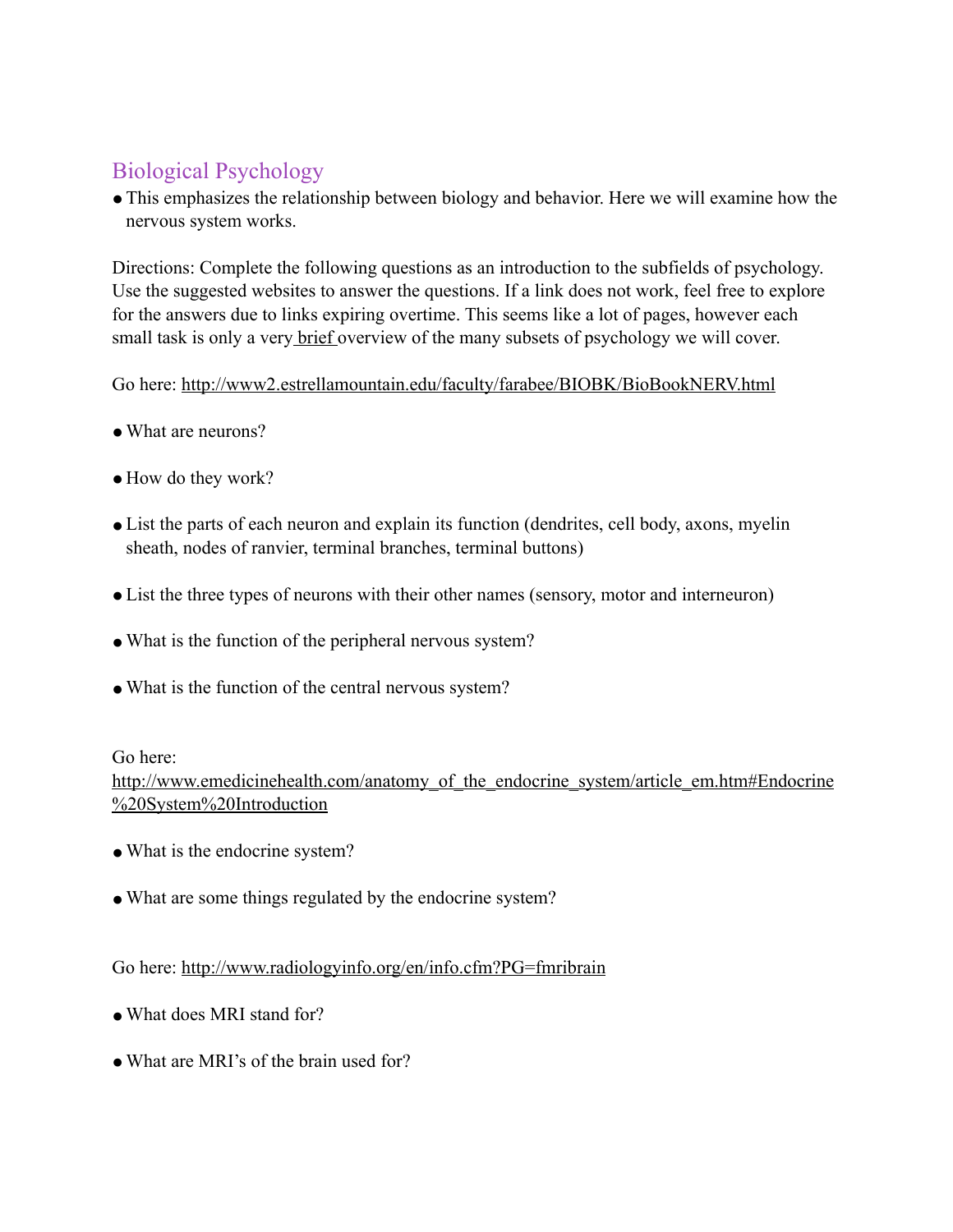## Biological Psychology

- This emphasizes the relationship between biology and behavior. Here we will examine how the nervous system works.

Directions: Complete the following questions as an introduction to the subfields of psychology. Use the suggested websites to answer the questions. If a link does not work, feel free to explore for the answers due to links expiring overtime. This seems like a lot of pages, however each small task is only a very brief overview of the many subsets of psychology we will cover.

Go here: http://www2.estrellamountain.edu/faculty/farabee/BIOBK/BioBookNERV.html

- What are neurons?
- How do they work?
- List the parts of each neuron and explain its function (dendrites, cell body, axons, myelin sheath, nodes of ranvier, terminal branches, terminal buttons)
- List the three types of neurons with their other names (sensory, motor and interneuron)
- What is the function of the peripheral nervous system?
- What is the function of the central nervous system?

Go here: http://www.emedicinehealth.com/anatomy_of_the_endocrine_system/article_em.htm#Endocrine%20System%20Introduction

- What is the endocrine system?
- What are some things regulated by the endocrine system?

Go here: http://www.radiologyinfo.org/en/info.cfm?PG=fmribrain

- What does MRI stand for?
- What are MRI's of the brain used for?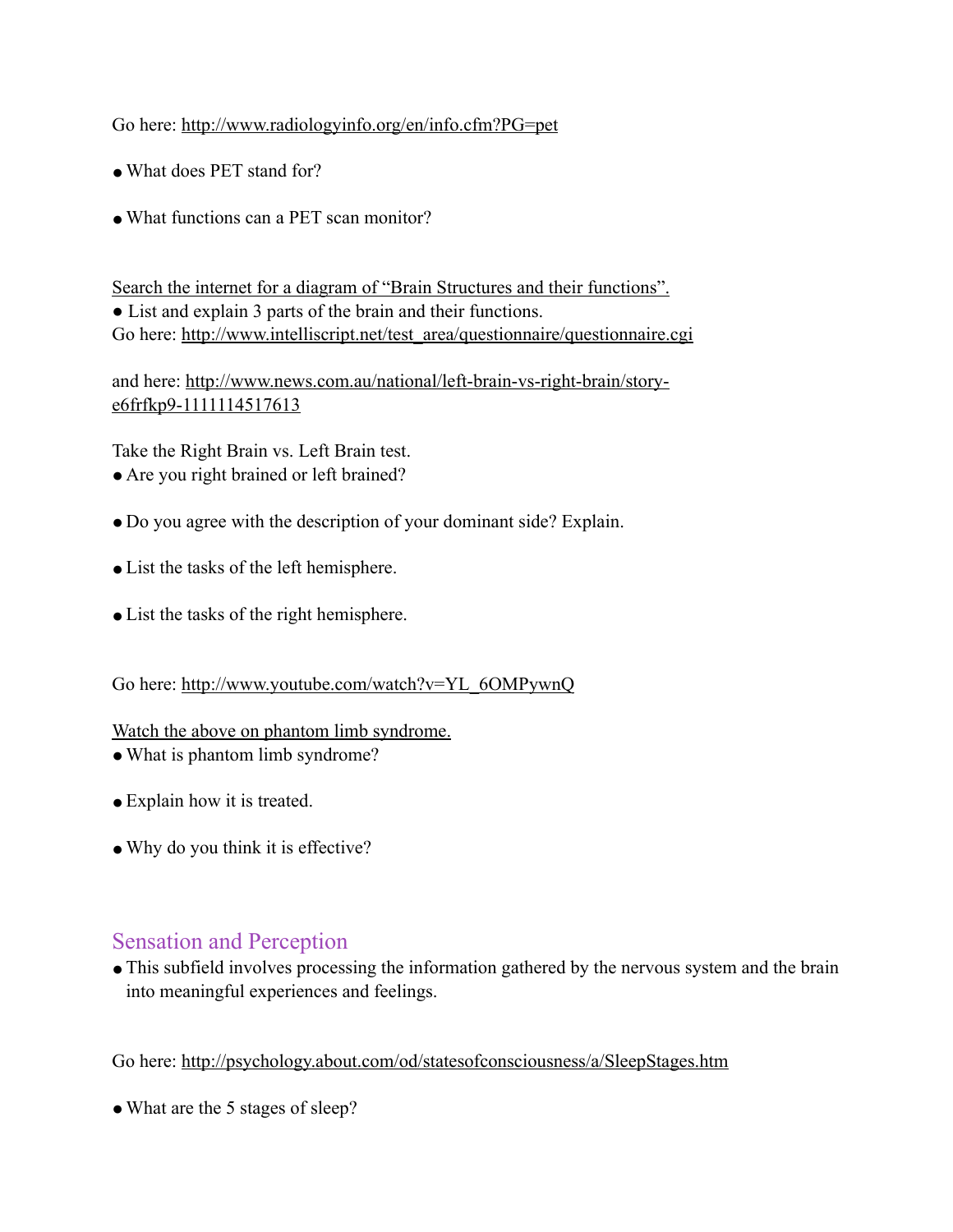Go here: http://www.radiologyinfo.org/en/info.cfm?PG=pet

- What does PET stand for?

- What functions can a PET scan monitor?

Search the internet for a diagram of "Brain Structures and their functions".

- List and explain 3 parts of the brain and their functions.

Go here: http://www.intelliscript.net/test_area/questionnaire/questionnaire.cgi

and here: http://www.news.com.au/national/left-brain-vs-right-brain/story-e6frfkp9-1111114517613

Take the Right Brain vs. Left Brain test.

- Are you right brained or left brained?

- Do you agree with the description of your dominant side? Explain.

- List the tasks of the left hemisphere.

- List the tasks of the right hemisphere.

Go here: http://www.youtube.com/watch?v=YL_6OMPywnQ

Watch the above on phantom limb syndrome.

- What is phantom limb syndrome?

- Explain how it is treated.

- Why do you think it is effective?

## Sensation and Perception

- This subfield involves processing the information gathered by the nervous system and the brain into meaningful experiences and feelings.

Go here: http://psychology.about.com/od/statesofconsciousness/a/SleepStages.htm

- What are the 5 stages of sleep?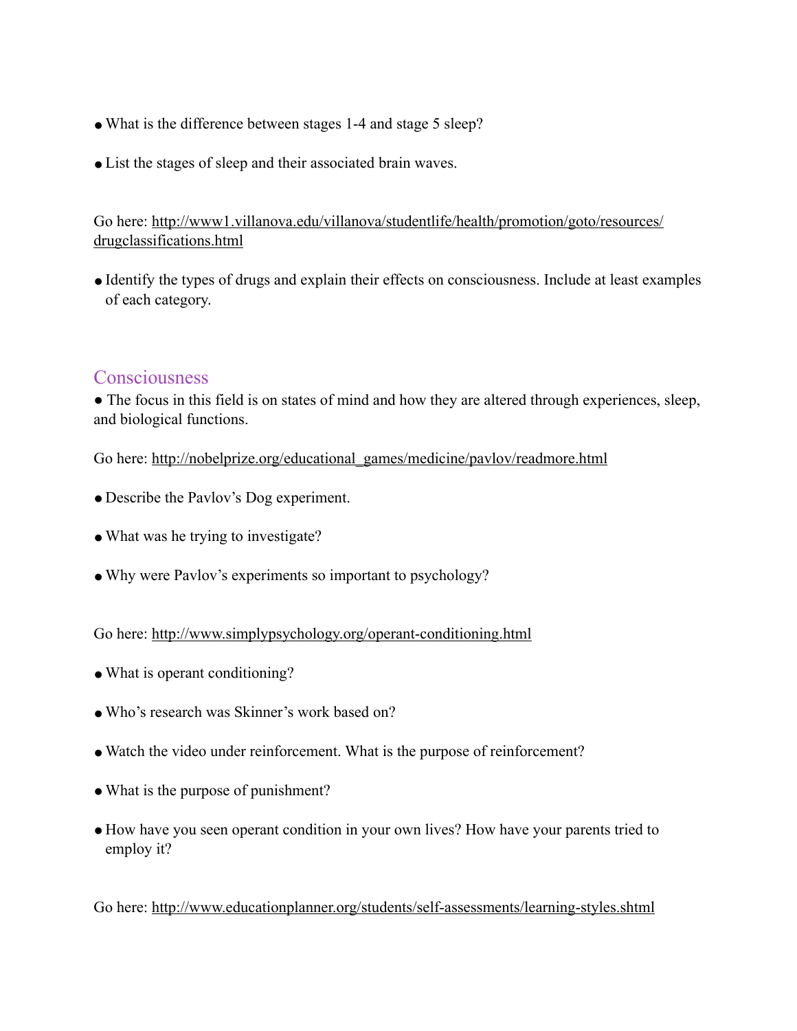- What is the difference between stages 1-4 and stage 5 sleep?
- List the stages of sleep and their associated brain waves.

Go here: http://www1.villanova.edu/villanova/studentlife/health/promotion/goto/resources/drugclassifications.html

- Identify the types of drugs and explain their effects on consciousness. Include at least examples of each category.

## Consciousness

- The focus in this field is on states of mind and how they are altered through experiences, sleep, and biological functions.

Go here: http://nobelprize.org/educational_games/medicine/pavlov/readmore.html

- Describe the Pavlov's Dog experiment.
- What was he trying to investigate?
- Why were Pavlov's experiments so important to psychology?

Go here: http://www.simplypsychology.org/operant-conditioning.html

- What is operant conditioning?
- Who's research was Skinner's work based on?
- Watch the video under reinforcement. What is the purpose of reinforcement?
- What is the purpose of punishment?
- How have you seen operant condition in your own lives? How have your parents tried to employ it?

Go here: http://www.educationplanner.org/students/self-assessments/learning-styles.shtml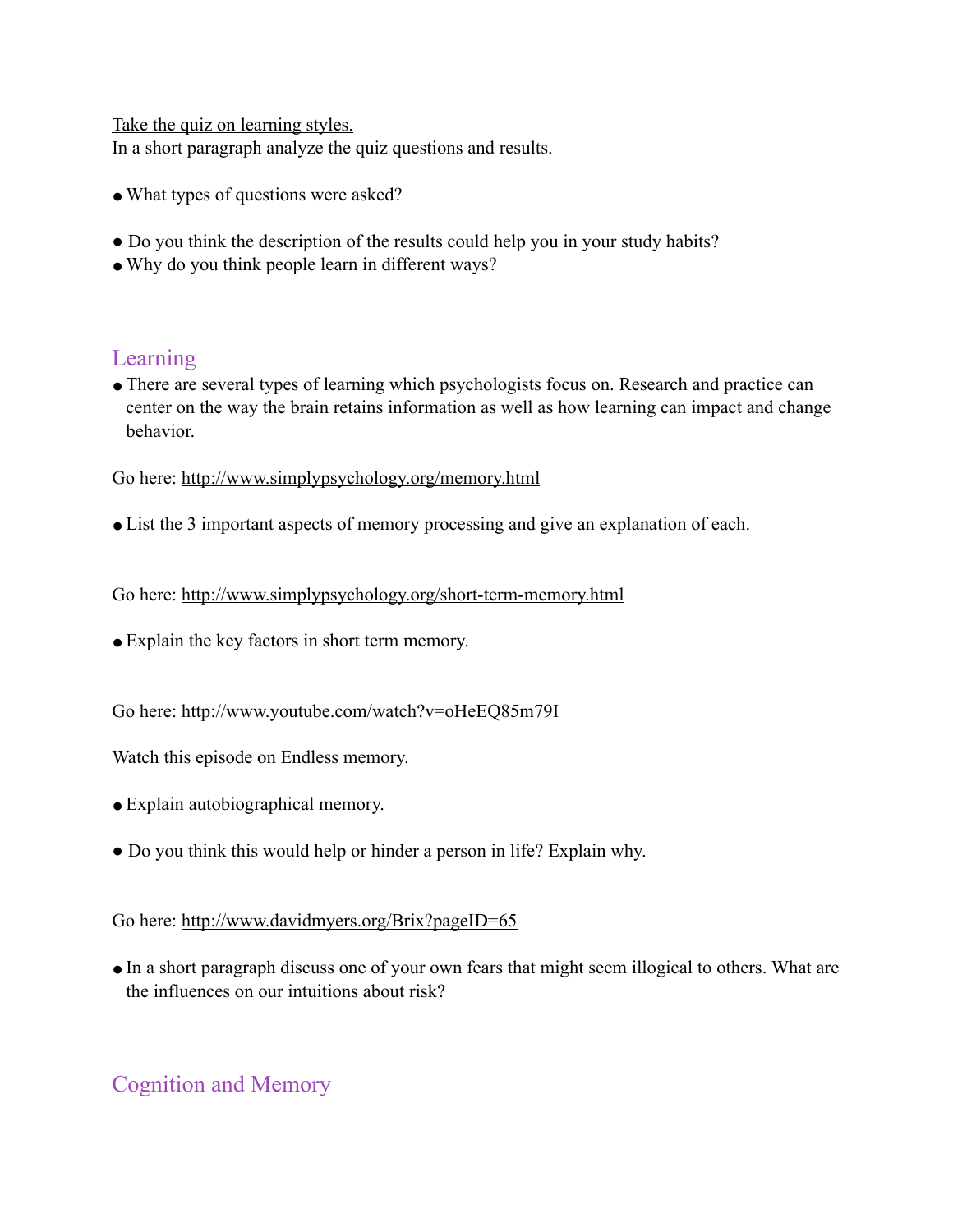Take the quiz on learning styles.

In a short paragraph analyze the quiz questions and results.

- What types of questions were asked?
- Do you think the description of the results could help you in your study habits?
- Why do you think people learn in different ways?

## Learning

- There are several types of learning which psychologists focus on. Research and practice can center on the way the brain retains information as well as how learning can impact and change behavior.

Go here: http://www.simplypsychology.org/memory.html

- List the 3 important aspects of memory processing and give an explanation of each.

Go here: http://www.simplypsychology.org/short-term-memory.html

- Explain the key factors in short term memory.

Go here: http://www.youtube.com/watch?v=oHeEQ85m79I

Watch this episode on Endless memory.

- Explain autobiographical memory.
- Do you think this would help or hinder a person in life? Explain why.

Go here: http://www.davidmyers.org/Brix?pageID=65

- In a short paragraph discuss one of your own fears that might seem illogical to others. What are the influences on our intuitions about risk?

## Cognition and Memory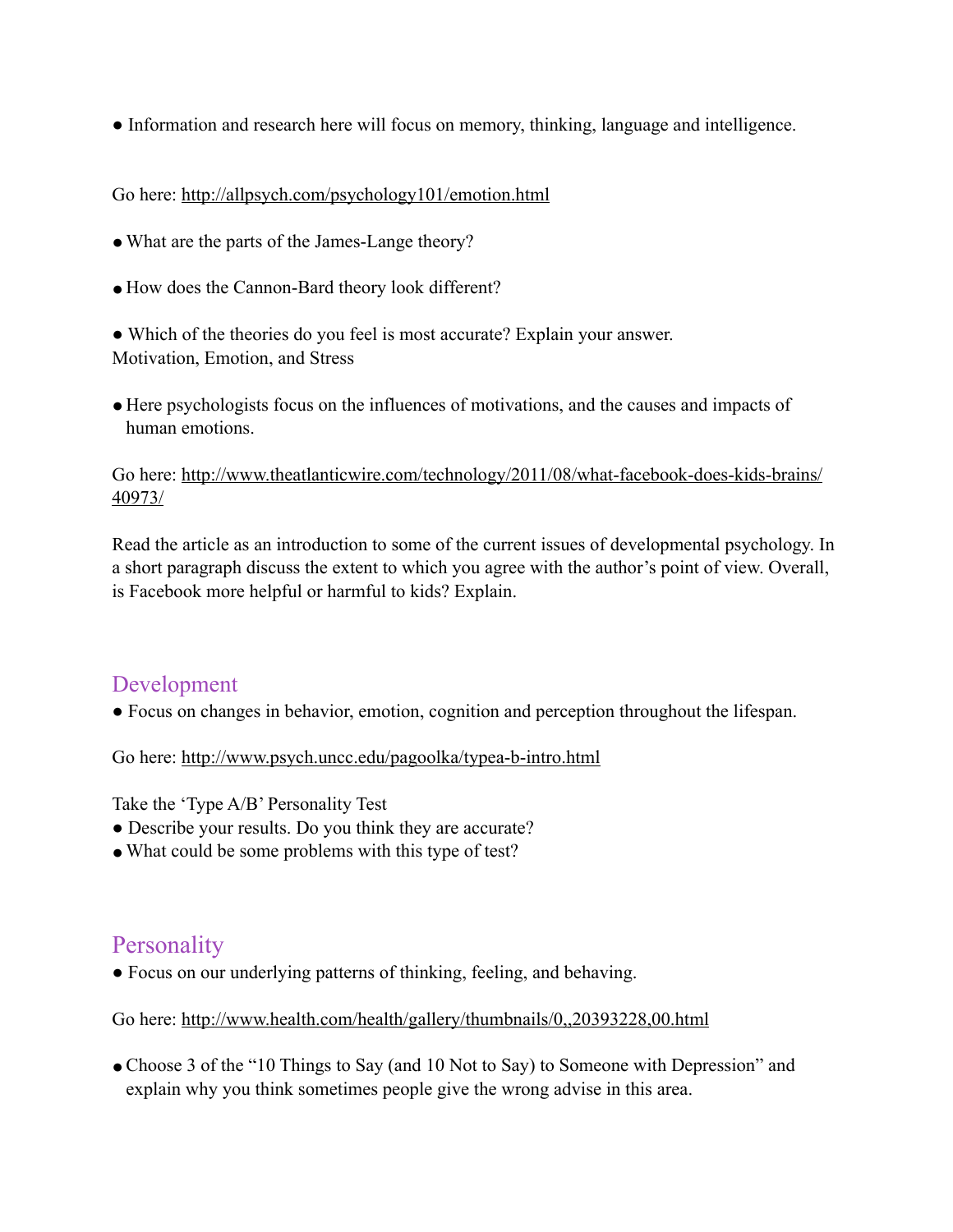- Information and research here will focus on memory, thinking, language and intelligence.

Go here: http://allpsych.com/psychology101/emotion.html

- What are the parts of the James-Lange theory?
- How does the Cannon-Bard theory look different?
- Which of the theories do you feel is most accurate? Explain your answer.

Motivation, Emotion, and Stress

- Here psychologists focus on the influences of motivations, and the causes and impacts of human emotions.

Go here: http://www.theatlanticwire.com/technology/2011/08/what-facebook-does-kids-brains/40973/

Read the article as an introduction to some of the current issues of developmental psychology. In a short paragraph discuss the extent to which you agree with the author's point of view. Overall, is Facebook more helpful or harmful to kids? Explain.

## Development

- Focus on changes in behavior, emotion, cognition and perception throughout the lifespan.

Go here: http://www.psych.uncc.edu/pagoolka/typea-b-intro.html

Take the 'Type A/B' Personality Test

- Describe your results. Do you think they are accurate?
- What could be some problems with this type of test?

## Personality

- Focus on our underlying patterns of thinking, feeling, and behaving.

Go here: http://www.health.com/health/gallery/thumbnails/0,,20393228,00.html

- Choose 3 of the "10 Things to Say (and 10 Not to Say) to Someone with Depression" and explain why you think sometimes people give the wrong advise in this area.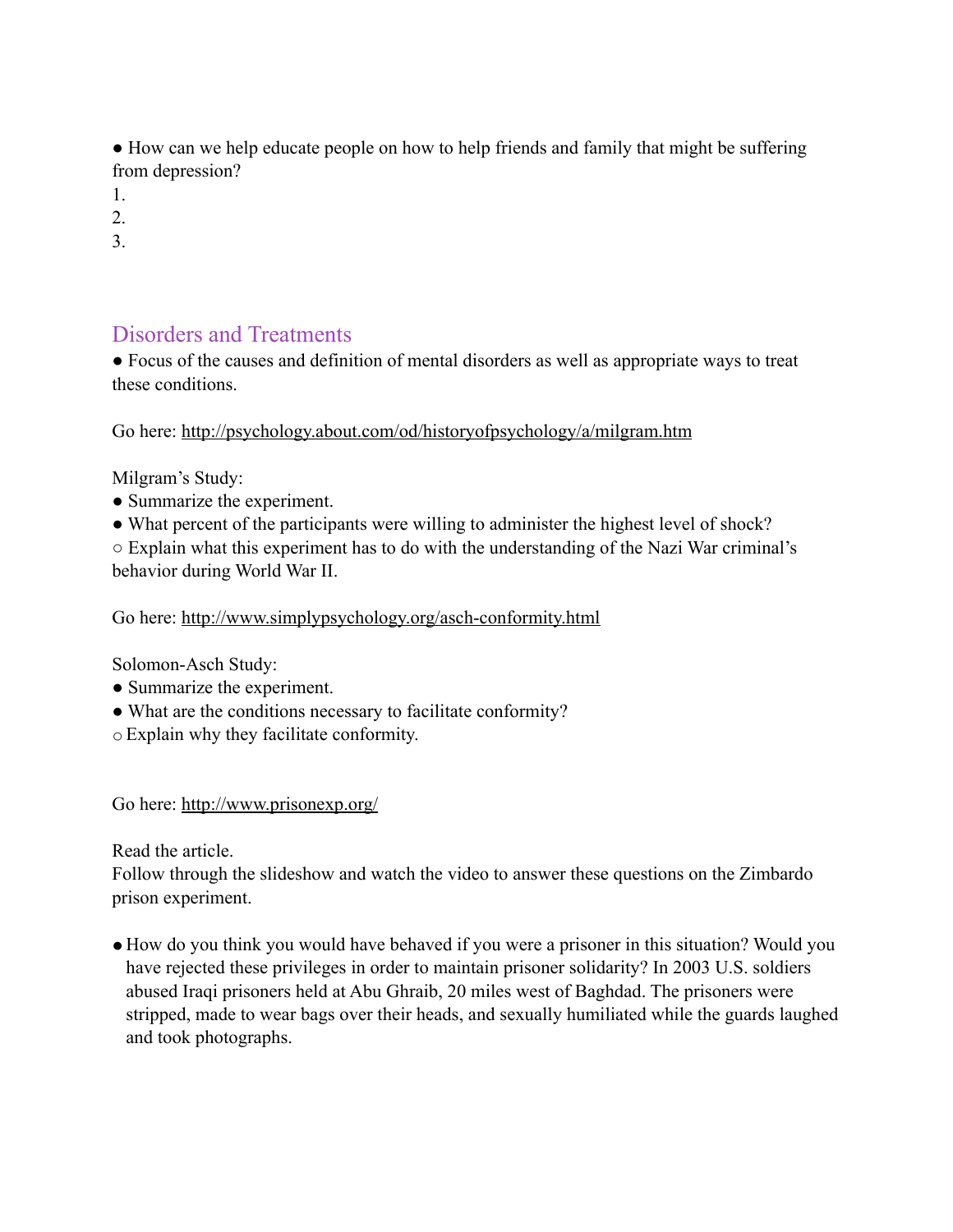- How can we help educate people on how to help friends and family that might be suffering from depression?

1.
2.
3.

## Disorders and Treatments

- Focus of the causes and definition of mental disorders as well as appropriate ways to treat these conditions.

Go here: http://psychology.about.com/od/historyofpsychology/a/milgram.htm

Milgram's Study:

- Summarize the experiment.
- What percent of the participants were willing to administer the highest level of shock?
  - Explain what this experiment has to do with the understanding of the Nazi War criminal's behavior during World War II.

Go here: http://www.simplypsychology.org/asch-conformity.html

Solomon-Asch Study:

- Summarize the experiment.
- What are the conditions necessary to facilitate conformity?
  - Explain why they facilitate conformity.

Go here: http://www.prisonexp.org/

Read the article.
Follow through the slideshow and watch the video to answer these questions on the Zimbardo prison experiment.

- How do you think you would have behaved if you were a prisoner in this situation? Would you have rejected these privileges in order to maintain prisoner solidarity? In 2003 U.S. soldiers abused Iraqi prisoners held at Abu Ghraib, 20 miles west of Baghdad. The prisoners were stripped, made to wear bags over their heads, and sexually humiliated while the guards laughed and took photographs.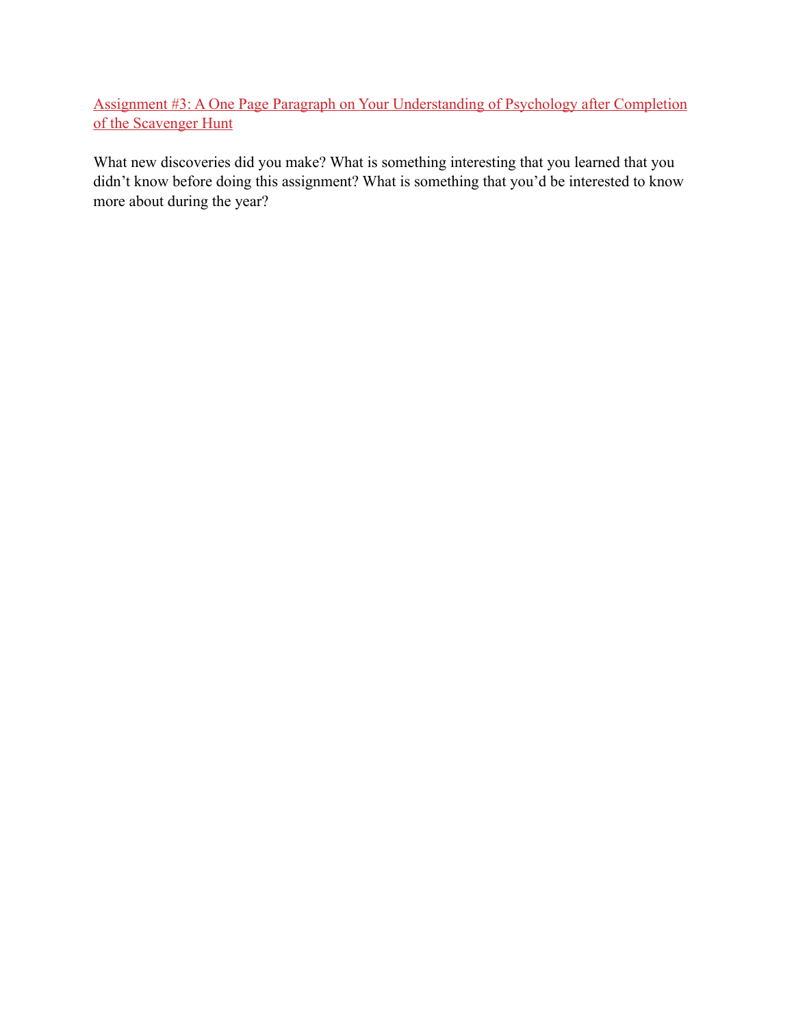Assignment #3: A One Page Paragraph on Your Understanding of Psychology after Completion of the Scavenger Hunt

What new discoveries did you make? What is something interesting that you learned that you didn't know before doing this assignment? What is something that you'd be interested to know more about during the year?